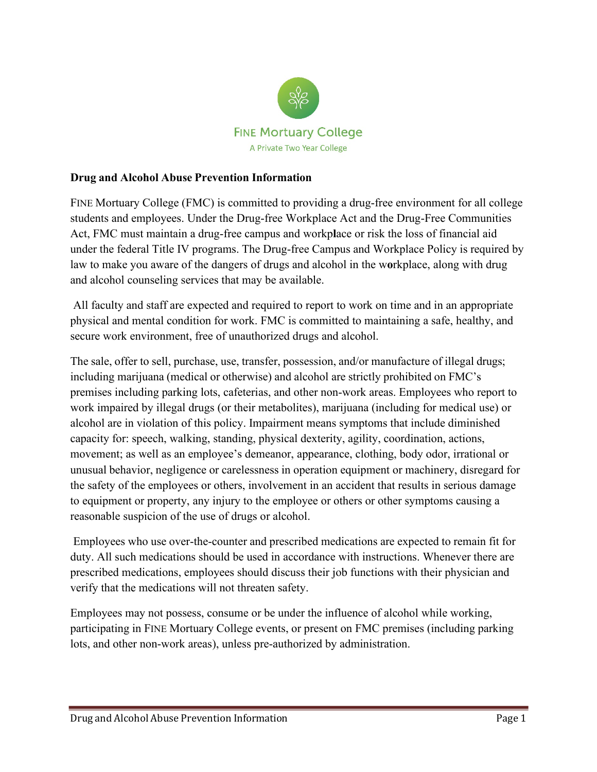FINE Mortuary College

A Private Two Year College

**Drug and Alcohol Abuse Prevention Information**

FINE Mortuary College (FMC) is committed to providing a drug-free environment for all college students and employees. Under the Drug-free Workplace Act and the Drug-Free Communities Act, FMC must maintain a drug-free campus and workplace or risk the loss of financial aid under the federal Title IV programs. The Drug-free Campus and Workplace Policy is required by law to make you aware of the dangers of drugs and alcohol in the workplace, along with drug and alcohol counseling services that may be available.

All faculty and staff are expected and required to report to work on time and in an appropriate physical and mental condition for work. FMC is committed to maintaining a safe, healthy, and secure work environment, free of unauthorized drugs and alcohol.

The sale, offer to sell, purchase, use, transfer, possession, and/or manufacture of illegal drugs; including marijuana (medical or otherwise) and alcohol are strictly prohibited on FMC's premises including parking lots, cafeterias, and other non-work areas. Employees who report to work impaired by illegal drugs (or their metabolites), marijuana (including for medical use) or alcohol are in violation of this policy. Impairment means symptoms that include diminished capacity for: speech, walking, standing, physical dexterity, agility, coordination, actions, movement; as well as an employee's demeanor, appearance, clothing, body odor, irrational or unusual behavior, negligence or carelessness in operation equipment or machinery, disregard for the safety of the employees or others, involvement in an accident that results in serious damage to equipment or property, any injury to the employee or others or other symptoms causing a reasonable suspicion of the use of drugs or alcohol.

Employees who use over-the-counter and prescribed medications are expected to remain fit for duty. All such medications should be used in accordance with instructions. Whenever there are prescribed medications, employees should discuss their job functions with their physician and verify that the medications will not threaten safety.

Employees may not possess, consume or be under the influence of alcohol while working, participating in FINE Mortuary College events, or present on FMC premises (including parking lots, and other non-work areas), unless pre-authorized by administration.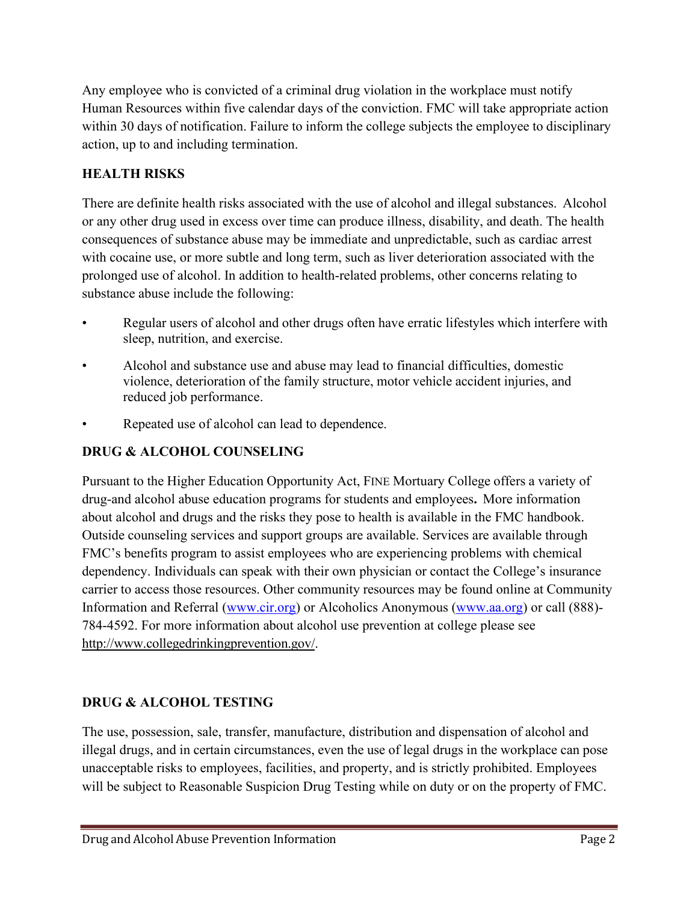Any employee who is convicted of a criminal drug violation in the workplace must notify Human Resources within five calendar days of the conviction. FMC will take appropriate action within 30 days of notification. Failure to inform the college subjects the employee to disciplinary action, up to and including termination.

## HEALTH RISKS

There are definite health risks associated with the use of alcohol and illegal substances. Alcohol or any other drug used in excess over time can produce illness, disability, and death. The health consequences of substance abuse may be immediate and unpredictable, such as cardiac arrest with cocaine use, or more subtle and long term, such as liver deterioration associated with the prolonged use of alcohol. In addition to health-related problems, other concerns relating to substance abuse include the following:

- Regular users of alcohol and other drugs often have erratic lifestyles which interfere with sleep, nutrition, and exercise.
- Alcohol and substance use and abuse may lead to financial difficulties, domestic violence, deterioration of the family structure, motor vehicle accident injuries, and reduced job performance.
- Repeated use of alcohol can lead to dependence.

## DRUG & ALCOHOL COUNSELING

Pursuant to the Higher Education Opportunity Act, FINE Mortuary College offers a variety of drug-and alcohol abuse education programs for students and employees**.** More information about alcohol and drugs and the risks they pose to health is available in the FMC handbook. Outside counseling services and support groups are available. Services are available through FMC's benefits program to assist employees who are experiencing problems with chemical dependency. Individuals can speak with their own physician or contact the College's insurance carrier to access those resources. Other community resources may be found online at Community Information and Referral (www.cir.org) or Alcoholics Anonymous (www.aa.org) or call (888)-784-4592. For more information about alcohol use prevention at college please see http://www.collegedrinkingprevention.gov/.

## DRUG & ALCOHOL TESTING

The use, possession, sale, transfer, manufacture, distribution and dispensation of alcohol and illegal drugs, and in certain circumstances, even the use of legal drugs in the workplace can pose unacceptable risks to employees, facilities, and property, and is strictly prohibited. Employees will be subject to Reasonable Suspicion Drug Testing while on duty or on the property of FMC.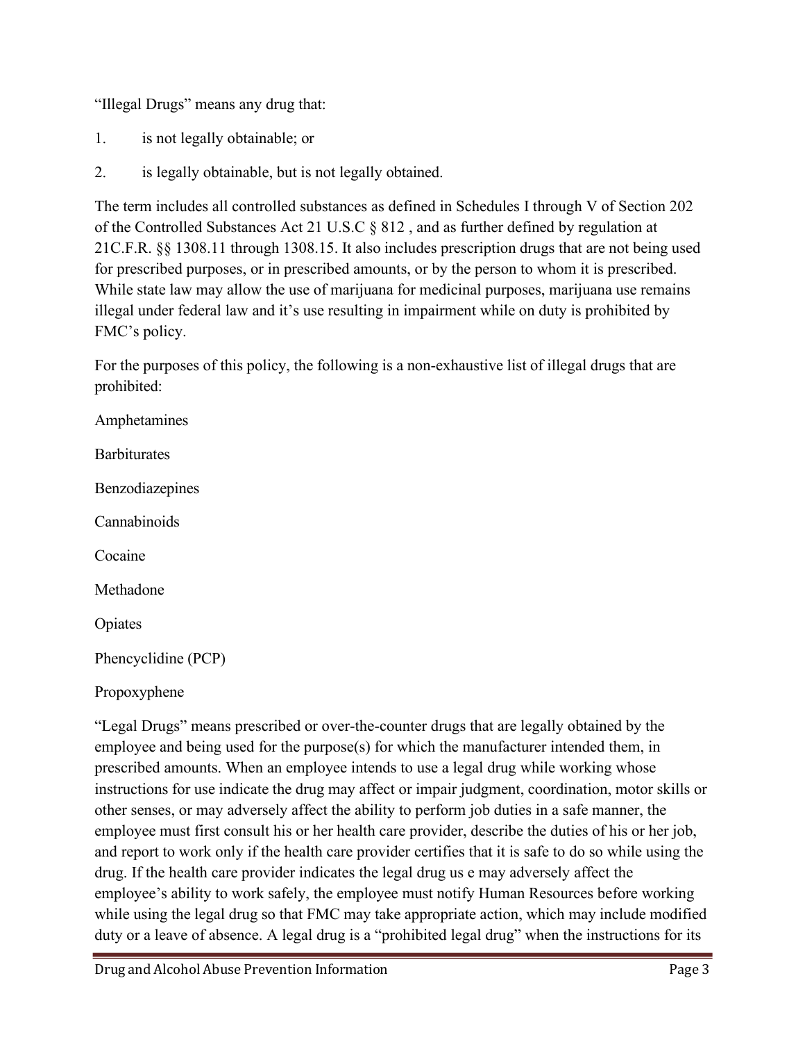“Illegal Drugs” means any drug that:

1. is not legally obtainable; or
2. is legally obtainable, but is not legally obtained.

The term includes all controlled substances as defined in Schedules I through V of Section 202 of the Controlled Substances Act 21 U.S.C § 812 , and as further defined by regulation at 21C.F.R. §§ 1308.11 through 1308.15. It also includes prescription drugs that are not being used for prescribed purposes, or in prescribed amounts, or by the person to whom it is prescribed. While state law may allow the use of marijuana for medicinal purposes, marijuana use remains illegal under federal law and it’s use resulting in impairment while on duty is prohibited by FMC’s policy.

For the purposes of this policy, the following is a non-exhaustive list of illegal drugs that are prohibited:

Amphetamines

Barbiturates

Benzodiazepines

Cannabinoids

Cocaine

Methadone

Opiates

Phencyclidine (PCP)

Propoxyphene

“Legal Drugs” means prescribed or over-the-counter drugs that are legally obtained by the employee and being used for the purpose(s) for which the manufacturer intended them, in prescribed amounts. When an employee intends to use a legal drug while working whose instructions for use indicate the drug may affect or impair judgment, coordination, motor skills or other senses, or may adversely affect the ability to perform job duties in a safe manner, the employee must first consult his or her health care provider, describe the duties of his or her job, and report to work only if the health care provider certifies that it is safe to do so while using the drug. If the health care provider indicates the legal drug us e may adversely affect the employee’s ability to work safely, the employee must notify Human Resources before working while using the legal drug so that FMC may take appropriate action, which may include modified duty or a leave of absence. A legal drug is a “prohibited legal drug” when the instructions for its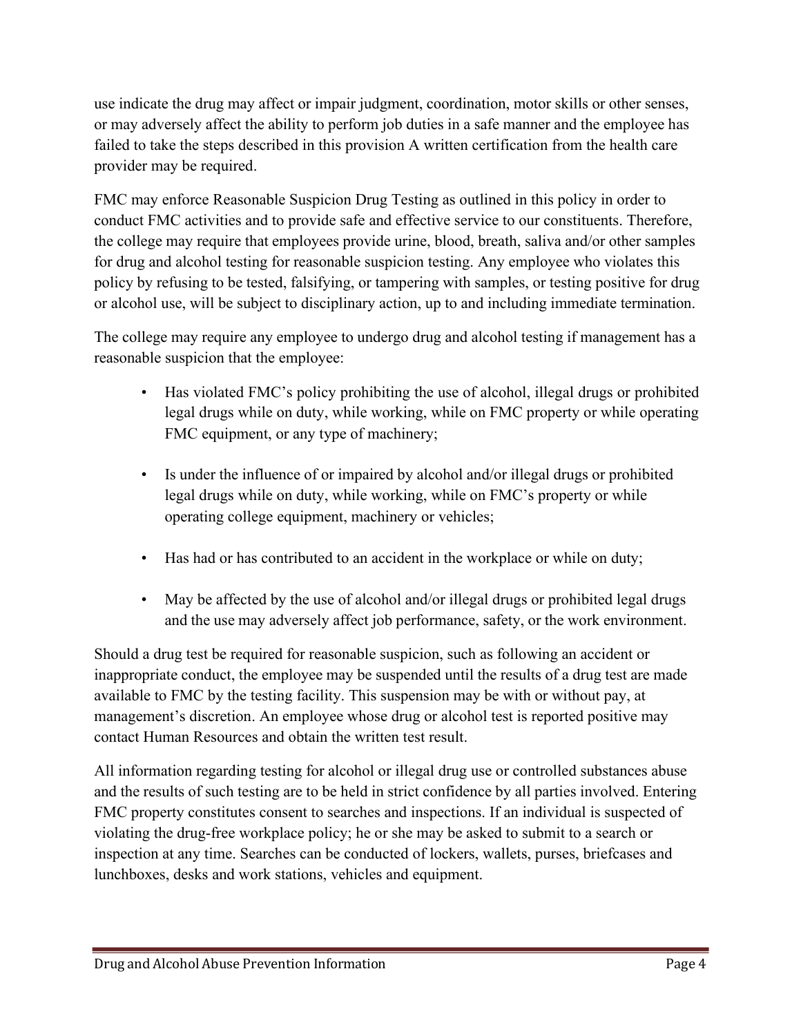use indicate the drug may affect or impair judgment, coordination, motor skills or other senses, or may adversely affect the ability to perform job duties in a safe manner and the employee has failed to take the steps described in this provision A written certification from the health care provider may be required.

FMC may enforce Reasonable Suspicion Drug Testing as outlined in this policy in order to conduct FMC activities and to provide safe and effective service to our constituents. Therefore, the college may require that employees provide urine, blood, breath, saliva and/or other samples for drug and alcohol testing for reasonable suspicion testing. Any employee who violates this policy by refusing to be tested, falsifying, or tampering with samples, or testing positive for drug or alcohol use, will be subject to disciplinary action, up to and including immediate termination.

The college may require any employee to undergo drug and alcohol testing if management has a reasonable suspicion that the employee:

- Has violated FMC's policy prohibiting the use of alcohol, illegal drugs or prohibited legal drugs while on duty, while working, while on FMC property or while operating FMC equipment, or any type of machinery;
- Is under the influence of or impaired by alcohol and/or illegal drugs or prohibited legal drugs while on duty, while working, while on FMC's property or while operating college equipment, machinery or vehicles;
- Has had or has contributed to an accident in the workplace or while on duty;
- May be affected by the use of alcohol and/or illegal drugs or prohibited legal drugs and the use may adversely affect job performance, safety, or the work environment.

Should a drug test be required for reasonable suspicion, such as following an accident or inappropriate conduct, the employee may be suspended until the results of a drug test are made available to FMC by the testing facility. This suspension may be with or without pay, at management's discretion. An employee whose drug or alcohol test is reported positive may contact Human Resources and obtain the written test result.

All information regarding testing for alcohol or illegal drug use or controlled substances abuse and the results of such testing are to be held in strict confidence by all parties involved. Entering FMC property constitutes consent to searches and inspections. If an individual is suspected of violating the drug-free workplace policy; he or she may be asked to submit to a search or inspection at any time. Searches can be conducted of lockers, wallets, purses, briefcases and lunchboxes, desks and work stations, vehicles and equipment.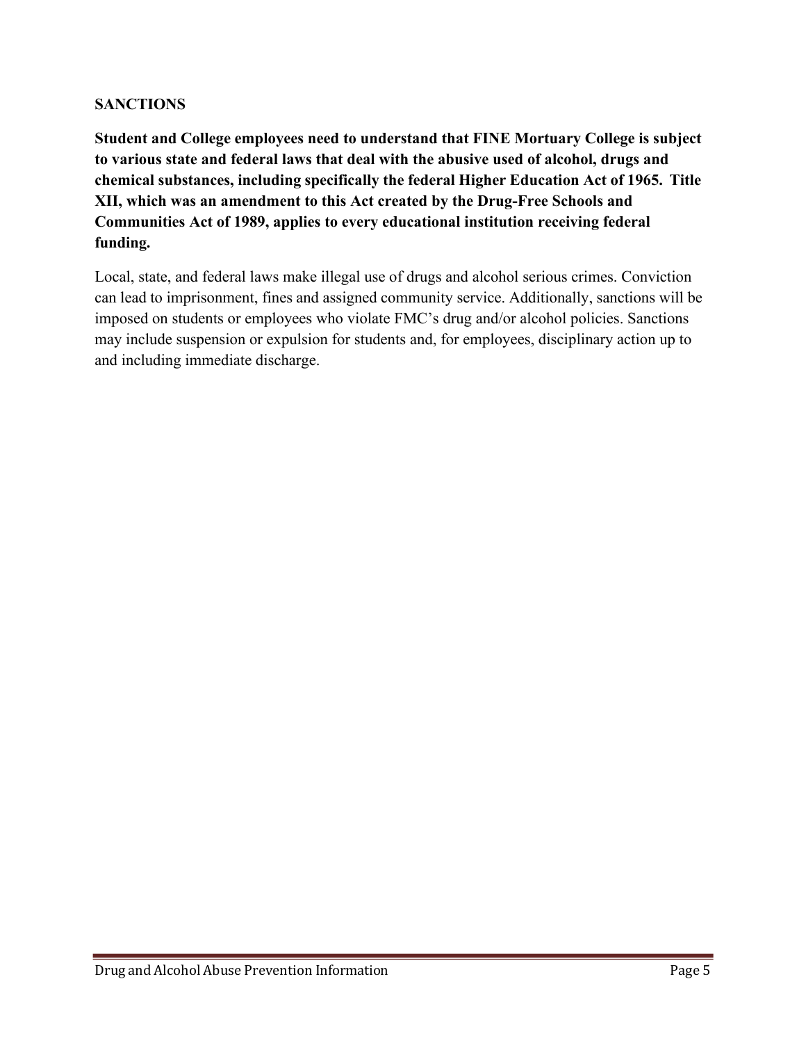## SANCTIONS

**Student and College employees need to understand that FINE Mortuary College is subject to various state and federal laws that deal with the abusive used of alcohol, drugs and chemical substances, including specifically the federal Higher Education Act of 1965. Title XII, which was an amendment to this Act created by the Drug-Free Schools and Communities Act of 1989, applies to every educational institution receiving federal funding.**

Local, state, and federal laws make illegal use of drugs and alcohol serious crimes. Conviction can lead to imprisonment, fines and assigned community service. Additionally, sanctions will be imposed on students or employees who violate FMC's drug and/or alcohol policies. Sanctions may include suspension or expulsion for students and, for employees, disciplinary action up to and including immediate discharge.